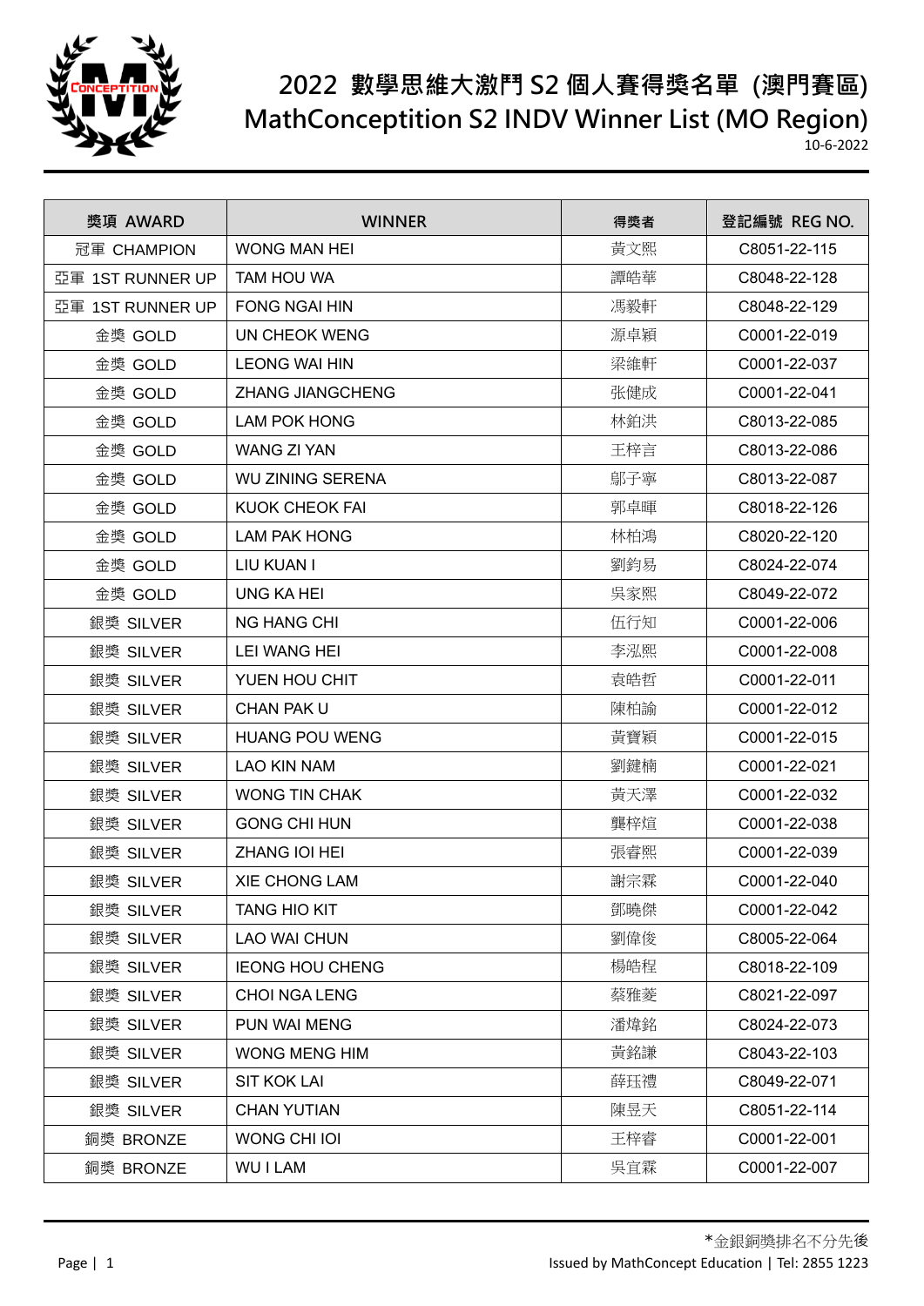# 2022 數學思維大激鬥 S2 個人賽得獎名單 (澳門賽區)
# MathConception S2 INDV Winner List (MO Region)

10-6-2022

| 獎項 AWARD | WINNER | 得獎者 | 登記編號 REG NO. |
|---|---|---|---|
| 冠軍 CHAMPION | WONG MAN HEI | 黃文熙 | C8051-22-115 |
| 亞軍 1ST RUNNER UP | TAM HOU WA | 譚皓華 | C8048-22-128 |
| 亞軍 1ST RUNNER UP | FONG NGAI HIN | 馮毅軒 | C8048-22-129 |
| 金獎 GOLD | UN CHEOK WENG | 源卓穎 | C0001-22-019 |
| 金獎 GOLD | LEONG WAI HIN | 梁維軒 | C0001-22-037 |
| 金獎 GOLD | ZHANG JIANGCHENG | 张健成 | C0001-22-041 |
| 金獎 GOLD | LAM POK HONG | 林鉑洪 | C8013-22-085 |
| 金獎 GOLD | WANG ZI YAN | 王梓言 | C8013-22-086 |
| 金獎 GOLD | WU ZINING SERENA | 鄔子寧 | C8013-22-087 |
| 金獎 GOLD | KUOK CHEOK FAI | 郭卓暉 | C8018-22-126 |
| 金獎 GOLD | LAM PAK HONG | 林柏鴻 | C8020-22-120 |
| 金獎 GOLD | LIU KUAN I | 劉鈞易 | C8024-22-074 |
| 金獎 GOLD | UNG KA HEI | 吳家熙 | C8049-22-072 |
| 銀獎 SILVER | NG HANG CHI | 伍行知 | C0001-22-006 |
| 銀獎 SILVER | LEI WANG HEI | 李泓熙 | C0001-22-008 |
| 銀獎 SILVER | YUEN HOU CHIT | 袁皓哲 | C0001-22-011 |
| 銀獎 SILVER | CHAN PAK U | 陳柏諭 | C0001-22-012 |
| 銀獎 SILVER | HUANG POU WENG | 黃寶穎 | C0001-22-015 |
| 銀獎 SILVER | LAO KIN NAM | 劉鍵楠 | C0001-22-021 |
| 銀獎 SILVER | WONG TIN CHAK | 黃天澤 | C0001-22-032 |
| 銀獎 SILVER | GONG CHI HUN | 龔梓煊 | C0001-22-038 |
| 銀獎 SILVER | ZHANG IOI HEI | 張睿熙 | C0001-22-039 |
| 銀獎 SILVER | XIE CHONG LAM | 謝宗霖 | C0001-22-040 |
| 銀獎 SILVER | TANG HIO KIT | 鄧曉傑 | C0001-22-042 |
| 銀獎 SILVER | LAO WAI CHUN | 劉偉俊 | C8005-22-064 |
| 銀獎 SILVER | IEONG HOU CHENG | 楊皓程 | C8018-22-109 |
| 銀獎 SILVER | CHOI NGA LENG | 蔡雅菱 | C8021-22-097 |
| 銀獎 SILVER | PUN WAI MENG | 潘煒銘 | C8024-22-073 |
| 銀獎 SILVER | WONG MENG HIM | 黃銘謙 | C8043-22-103 |
| 銀獎 SILVER | SIT KOK LAI | 薛珏禮 | C8049-22-071 |
| 銀獎 SILVER | CHAN YUTIAN | 陳昱天 | C8051-22-114 |
| 銅獎 BRONZE | WONG CHI IOI | 王梓睿 | C0001-22-001 |
| 銅獎 BRONZE | WU I LAM | 吳宜霖 | C0001-22-007 |

*金銀銅獎排名不分先後

Issued by MathConcept Education | Tel: 2855 1223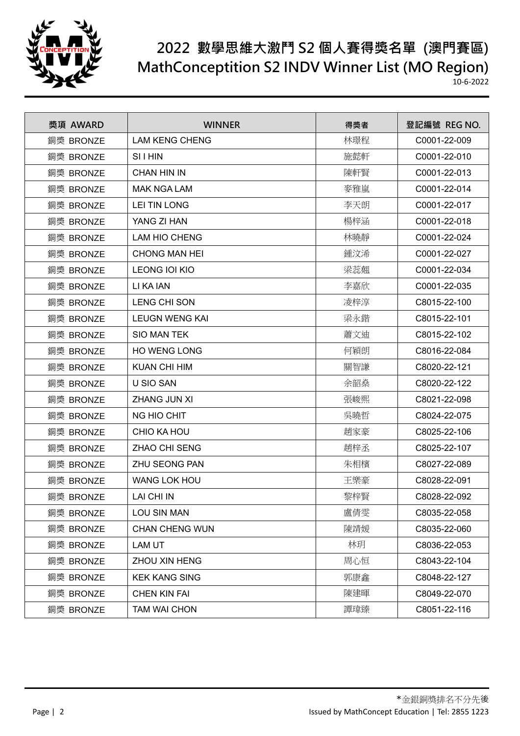# 2022 數學思維大激鬥 S2 個人賽得獎名單 (澳門賽區)
# MathConceptition S2 INDV Winner List (MO Region)

10-6-2022

| 獎項 AWARD | WINNER | 得獎者 | 登記編號 REG NO. |
|---|---|---|---|
| 銅獎 BRONZE | LAM KENG CHENG | 林璟程 | C0001-22-009 |
| 銅獎 BRONZE | SI I HIN | 施懿軒 | C0001-22-010 |
| 銅獎 BRONZE | CHAN HIN IN | 陳軒賢 | C0001-22-013 |
| 銅獎 BRONZE | MAK NGA LAM | 麥雅嵐 | C0001-22-014 |
| 銅獎 BRONZE | LEI TIN LONG | 李天朗 | C0001-22-017 |
| 銅獎 BRONZE | YANG ZI HAN | 楊梓涵 | C0001-22-018 |
| 銅獎 BRONZE | LAM HIO CHENG | 林曉靜 | C0001-22-024 |
| 銅獎 BRONZE | CHONG MAN HEI | 鍾汶浠 | C0001-22-027 |
| 銅獎 BRONZE | LEONG IOI KIO | 梁蕊翹 | C0001-22-034 |
| 銅獎 BRONZE | LI KA IAN | 李嘉欣 | C0001-22-035 |
| 銅獎 BRONZE | LENG CHI SON | 凌梓淳 | C8015-22-100 |
| 銅獎 BRONZE | LEUGN WENG KAI | 梁永鍇 | C8015-22-101 |
| 銅獎 BRONZE | SIO MAN TEK | 蕭文迪 | C8015-22-102 |
| 銅獎 BRONZE | HO WENG LONG | 何穎朗 | C8016-22-084 |
| 銅獎 BRONZE | KUAN CHI HIM | 關智謙 | C8020-22-121 |
| 銅獎 BRONZE | U SIO SAN | 余韶燊 | C8020-22-122 |
| 銅獎 BRONZE | ZHANG JUN XI | 張峻熙 | C8021-22-098 |
| 銅獎 BRONZE | NG HIO CHIT | 吳曉哲 | C8024-22-075 |
| 銅獎 BRONZE | CHIO KA HOU | 趙家豪 | C8025-22-106 |
| 銅獎 BRONZE | ZHAO CHI SENG | 趙梓丞 | C8025-22-107 |
| 銅獎 BRONZE | ZHU SEONG PAN | 朱相檳 | C8027-22-089 |
| 銅獎 BRONZE | WANG LOK HOU | 王樂豪 | C8028-22-091 |
| 銅獎 BRONZE | LAI CHI IN | 黎梓賢 | C8028-22-092 |
| 銅獎 BRONZE | LOU SIN MAN | 盧倩雯 | C8035-22-058 |
| 銅獎 BRONZE | CHAN CHENG WUN | 陳靖媛 | C8035-22-060 |
| 銅獎 BRONZE | LAM UT | 林玥 | C8036-22-053 |
| 銅獎 BRONZE | ZHOU XIN HENG | 周心恒 | C8043-22-104 |
| 銅獎 BRONZE | KEK KANG SING | 郭康鑫 | C8048-22-127 |
| 銅獎 BRONZE | CHEN KIN FAI | 陳建暉 | C8049-22-070 |
| 銅獎 BRONZE | TAM WAI CHON | 譚瑋臻 | C8051-22-116 |

*金銀銅獎排名不分先後

Issued by MathConcept Education | Tel: 2855 1223